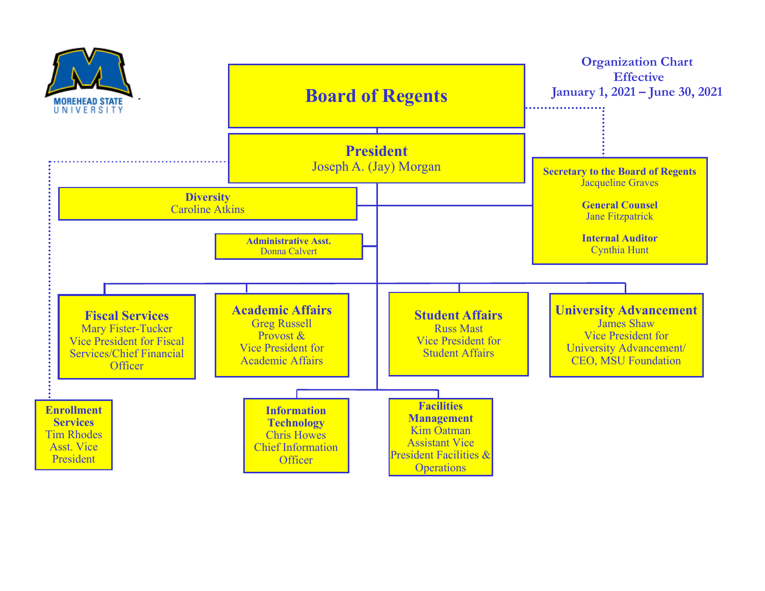MOREHEAD STATE UNIVERSITY

Organization Chart
Effective
January 1, 2021 – June 30, 2021

# Board of Regents

**Secretary to the Board of Regents**
Jacqueline Graves

**General Counsel**
Jane Fitzpatrick

**Internal Auditor**
Cynthia Hunt

## President
Joseph A. (Jay) Morgan

**Diversity**
Caroline Atkins

**Administrative Asst.**
Donna Calvert

**Fiscal Services**
Mary Fister-Tucker
Vice President for Fiscal Services/Chief Financial Officer

**Academic Affairs**
Greg Russell
Provost &
Vice President for Academic Affairs

**Student Affairs**
Russ Mast
Vice President for Student Affairs

**University Advancement**
James Shaw
Vice President for University Advancement/ CEO, MSU Foundation

**Enrollment Services**
Tim Rhodes
Asst. Vice President

**Information Technology**
Chris Howes
Chief Information Officer

**Facilities Management**
Kim Oatman
Assistant Vice President Facilities & Operations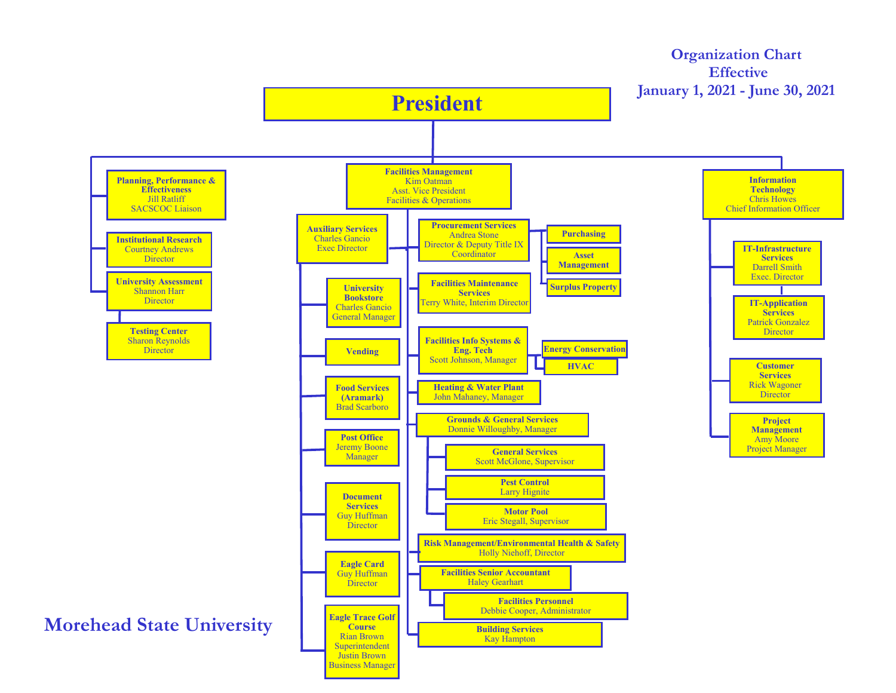# Organization Chart Effective January 1, 2021 - June 30, 2021

## President

- **Planning, Performance & Effectiveness** — Jill Ratliff, SACSCOC Liaison
- **Institutional Research** — Courtney Andrews, Director
- **University Assessment** — Shannon Harr, Director
  - **Testing Center** — Sharon Reynolds, Director
- **Facilities Management** — Kim Oatman, Asst. Vice President Facilities & Operations
  - **Auxiliary Services** — Charles Gancio, Exec Director
    - **University Bookstore** — Charles Gancio, General Manager
    - **Vending**
    - **Food Services (Aramark)** — Brad Scarboro
    - **Post Office** — Jeremy Boone, Manager
    - **Document Services** — Guy Huffman, Director
    - **Eagle Card** — Guy Huffman, Director
    - **Eagle Trace Golf Course** — Rian Brown, Superintendent; Justin Brown, Business Manager
  - **Procurement Services** — Andrea Stone, Director & Deputy Title IX Coordinator
    - **Purchasing**
    - **Asset Management**
    - **Surplus Property**
  - **Facilities Maintenance Services** — Terry White, Interim Director
  - **Facilities Info Systems & Eng. Tech** — Scott Johnson, Manager
    - **Energy Conservation**
    - **HVAC**
  - **Heating & Water Plant** — John Mahaney, Manager
  - **Grounds & General Services** — Donnie Willoughby, Manager
    - **General Services** — Scott McGlone, Supervisor
    - **Pest Control** — Larry Hignite
    - **Motor Pool** — Eric Stegall, Supervisor
  - **Risk Management/Environmental Health & Safety** — Holly Niehoff, Director
  - **Facilities Senior Accountant** — Haley Gearhart
    - **Facilities Personnel** — Debbie Cooper, Administrator
  - **Building Services** — Kay Hampton
- **Information Technology** — Chris Howes, Chief Information Officer
  - **IT-Infrastructure Services** — Darrell Smith, Exec. Director
    - **IT-Application Services** — Patrick Gonzalez, Director
  - **Customer Services** — Rick Wagoner, Director
  - **Project Management** — Amy Moore, Project Manager

Morehead State University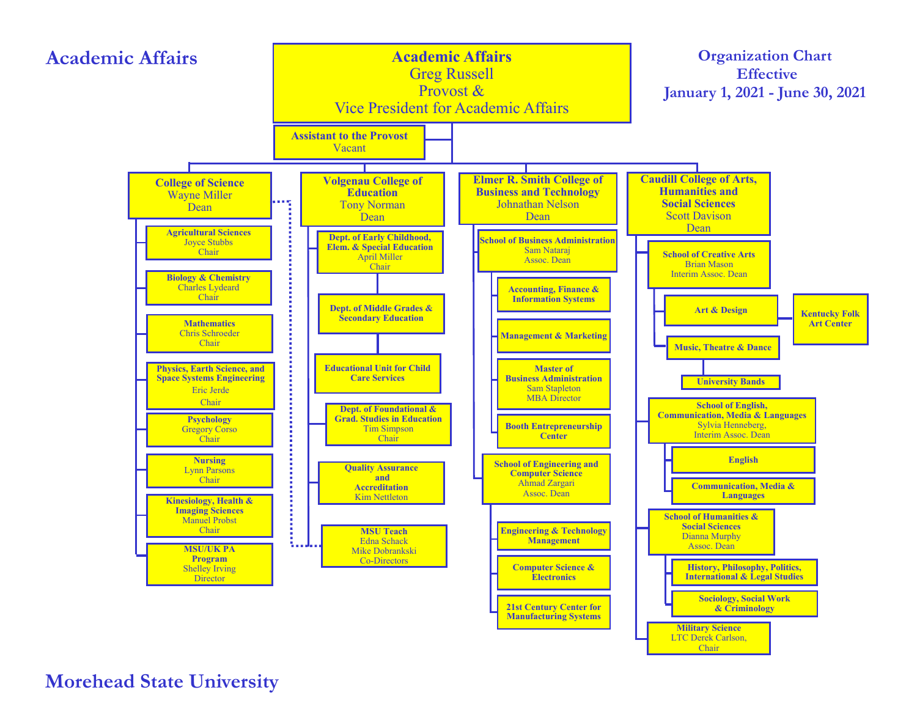# Academic Affairs

**Organization Chart**
**Effective**
**January 1, 2021 - June 30, 2021**

## Academic Affairs
Greg Russell
Provost &
Vice President for Academic Affairs

- **Assistant to the Provost** — Vacant

### College of Science
Wayne Miller, Dean

- **Agricultural Sciences** — Joyce Stubbs, Chair
- **Biology & Chemistry** — Charles Lydeard, Chair
- **Mathematics** — Chris Schroeder, Chair
- **Physics, Earth Science, and Space Systems Engineering** — Eric Jerde, Chair
- **Psychology** — Gregory Corso, Chair
- **Nursing** — Lynn Parsons, Chair
- **Kinesiology, Health & Imaging Sciences** — Manuel Probst, Chair
- **MSU/UK PA Program** — Shelley Irving, Director

### Volgenau College of Education
Tony Norman, Dean

- **Dept. of Early Childhood, Elem. & Special Education** — April Miller, Chair
  - **Dept. of Middle Grades & Secondary Education**
  - **Educational Unit for Child Care Services**
- **Dept. of Foundational & Grad. Studies in Education** — Tim Simpson, Chair
- **Quality Assurance and Accreditation** — Kim Nettleton
- **MSU Teach** — Edna Schack, Mike Dobrankski, Co-Directors (dotted-line relationship with College of Science)

### Elmer R. Smith College of Business and Technology
Johnathan Nelson, Dean

- **School of Business Administration** — Sam Nataraj, Assoc. Dean
  - **Accounting, Finance & Information Systems**
  - **Management & Marketing**
  - **Master of Business Administration** — Sam Stapleton, MBA Director
  - **Booth Entrepreneurship Center**
- **School of Engineering and Computer Science** — Ahmad Zargari, Assoc. Dean
  - **Engineering & Technology Management**
  - **Computer Science & Electronics**
  - **21st Century Center for Manufacturing Systems**

### Caudill College of Arts, Humanities and Social Sciences
Scott Davison, Dean

- **School of Creative Arts** — Brian Mason, Interim Assoc. Dean
  - **Art & Design**
    - **Kentucky Folk Art Center**
  - **Music, Theatre & Dance**
    - **University Bands**
- **School of English, Communication, Media & Languages** — Sylvia Henneberg, Interim Assoc. Dean
  - **English**
  - **Communication, Media & Languages**
- **School of Humanities & Social Sciences** — Dianna Murphy, Assoc. Dean
  - **History, Philosophy, Politics, International & Legal Studies**
  - **Sociology, Social Work & Criminology**
- **Military Science** — LTC Derek Carlson, Chair

Morehead State University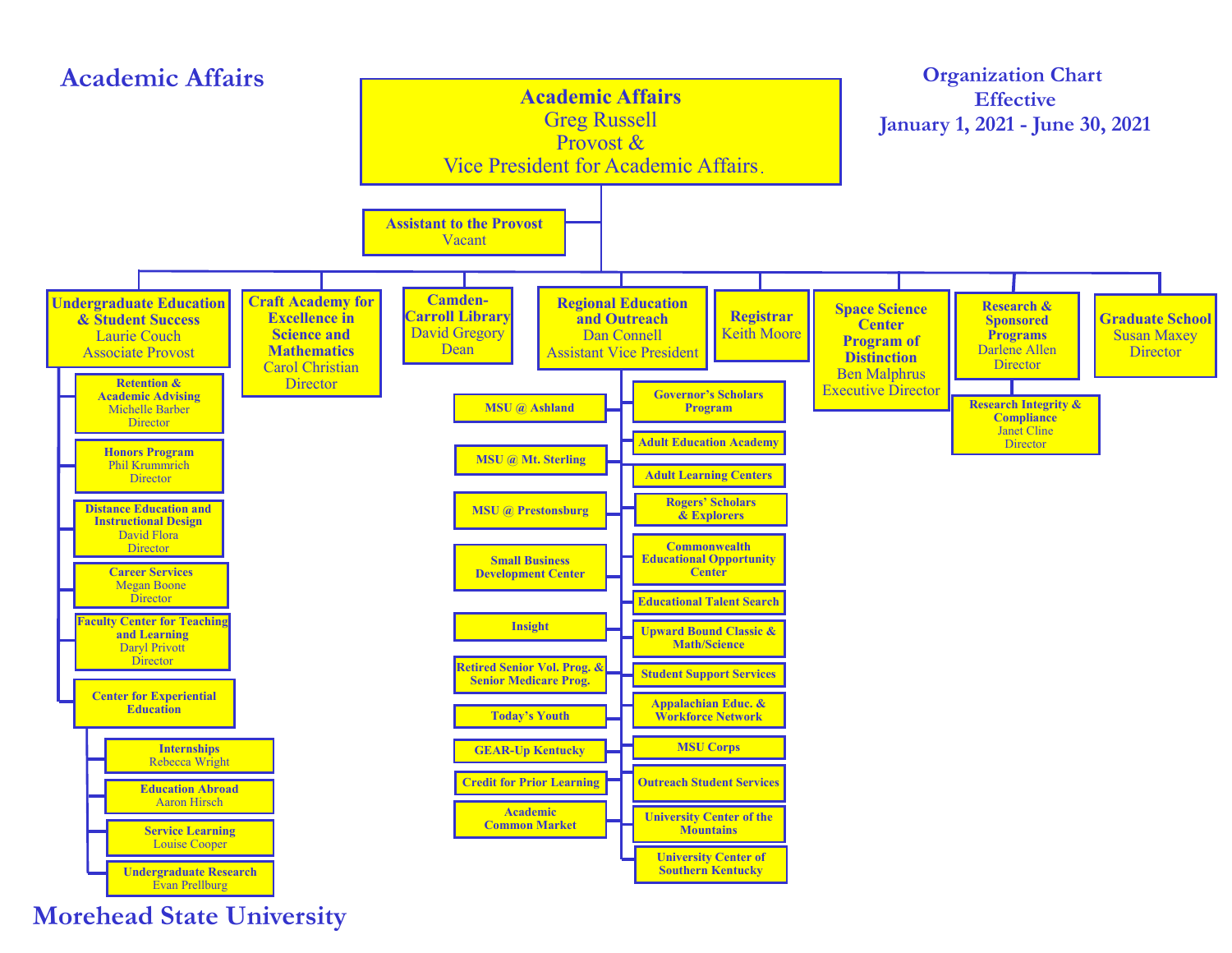# Academic Affairs

**Organization Chart**
**Effective**
**January 1, 2021 - June 30, 2021**

## Academic Affairs
Greg Russell
Provost &
Vice President for Academic Affairs

- **Assistant to the Provost** – Vacant

### Undergraduate Education & Student Success
Laurie Couch, Associate Provost

- **Retention & Academic Advising** – Michelle Barber, Director
- **Honors Program** – Phil Krummrich, Director
- **Distance Education and Instructional Design** – David Flora, Director
- **Career Services** – Megan Boone, Director
- **Faculty Center for Teaching and Learning** – Daryl Privott, Director
- **Center for Experiential Education**
  - **Internships** – Rebecca Wright
  - **Education Abroad** – Aaron Hirsch
  - **Service Learning** – Louise Cooper
  - **Undergraduate Research** – Evan Prellburg

### Craft Academy for Excellence in Science and Mathematics
Carol Christian, Director

### Camden-Carroll Library
David Gregory, Dean

### Regional Education and Outreach
Dan Connell, Assistant Vice President

- **MSU @ Ashland**
- **MSU @ Mt. Sterling**
- **MSU @ Prestonsburg**
- **Small Business Development Center**
- **Insight**
- **Retired Senior Vol. Prog. & Senior Medicare Prog.**
- **Today's Youth**
- **GEAR-Up Kentucky**
- **Credit for Prior Learning**
- **Academic Common Market**
- **Governor's Scholars Program**
- **Adult Education Academy**
- **Adult Learning Centers**
- **Rogers' Scholars & Explorers**
- **Commonwealth Educational Opportunity Center**
- **Educational Talent Search**
- **Upward Bound Classic & Math/Science**
- **Student Support Services**
- **Appalachian Educ. & Workforce Network**
- **MSU Corps**
- **Outreach Student Services**
- **University Center of the Mountains**
- **University Center of Southern Kentucky**

### Registrar
Keith Moore

### Space Science Center Program of Distinction
Ben Malphrus, Executive Director

### Research & Sponsored Programs
Darlene Allen, Director

- **Research Integrity & Compliance** – Janet Cline, Director

### Graduate School
Susan Maxey, Director

Morehead State University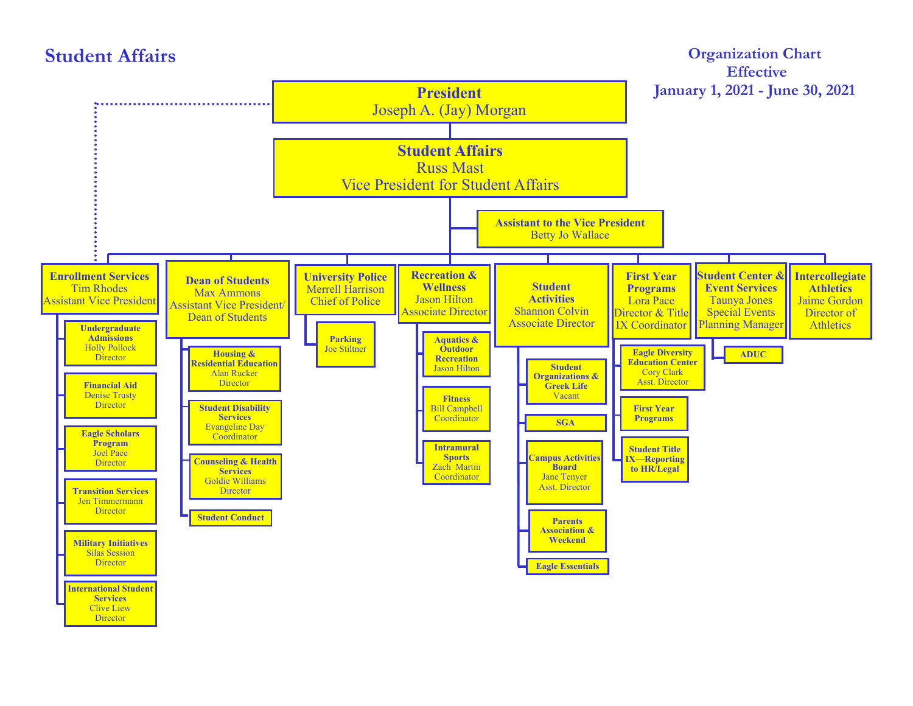# Student Affairs

**Organization Chart**
**Effective**
**January 1, 2021 - June 30, 2021**

**President**
Joseph A. (Jay) Morgan

**Student Affairs**
Russ Mast
Vice President for Student Affairs

**Assistant to the Vice President**
Betty Jo Wallace

- **Enrollment Services** — Tim Rhodes, Assistant Vice President
  - **Undergraduate Admissions** — Holly Pollock, Director
  - **Financial Aid** — Denise Trusty, Director
  - **Eagle Scholars Program** — Joel Pace, Director
  - **Transition Services** — Jen Timmermann, Director
  - **Military Initiatives** — Silas Session, Director
  - **International Student Services** — Clive Liew, Director
- **Dean of Students** — Max Ammons, Assistant Vice President/ Dean of Students
  - **Housing & Residential Education** — Alan Rucker, Director
  - **Student Disability Services** — Evangeline Day, Coordinator
  - **Counseling & Health Services** — Goldie Williams, Director
  - **Student Conduct**
- **University Police** — Merrell Harrison, Chief of Police
  - **Parking** — Joe Stiltner
- **Recreation & Wellness** — Jason Hilton, Associate Director
  - **Aquatics & Outdoor Recreation** — Jason Hilton
  - **Fitness** — Bill Campbell, Coordinator
  - **Intramural Sports** — Zach Martin, Coordinator
- **Student Activities** — Shannon Colvin, Associate Director
  - **Student Organizations & Greek Life** — Vacant
  - **SGA**
  - **Campus Activities Board** — Jane Tenyer, Asst. Director
  - **Parents Association & Weekend**
  - **Eagle Essentials**
- **First Year Programs** — Lora Pace, Director & Title IX Coordinator
  - **Eagle Diversity Education Center** — Cory Clark, Asst. Director
  - **First Year Programs**
  - **Student Title IX—Reporting to HR/Legal**
- **Student Center & Event Services** — Taunya Jones, Special Events Planning Manager
  - **ADUC**
- **Intercollegiate Athletics** — Jaime Gordon, Director of Athletics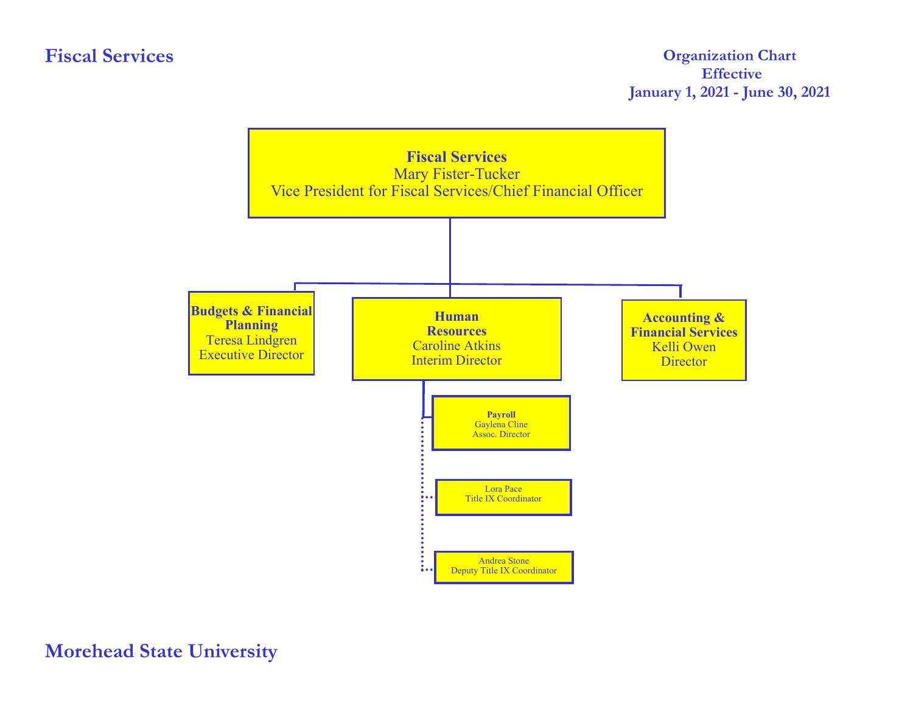# Fiscal Services

**Organization Chart**
**Effective**
**January 1, 2021 - June 30, 2021**

**Fiscal Services**
Mary Fister-Tucker
Vice President for Fiscal Services/Chief Financial Officer

- **Budgets & Financial Planning**
  Teresa Lindgren
  Executive Director

- **Human Resources**
  Caroline Atkins
  Interim Director
  - **Payroll**
    Gaylena Cline
    Assoc. Director
  - Lora Pace
    Title IX Coordinator
  - Andrea Stone
    Deputy Title IX Coordinator

- **Accounting & Financial Services**
  Kelli Owen
  Director

**Morehead State University**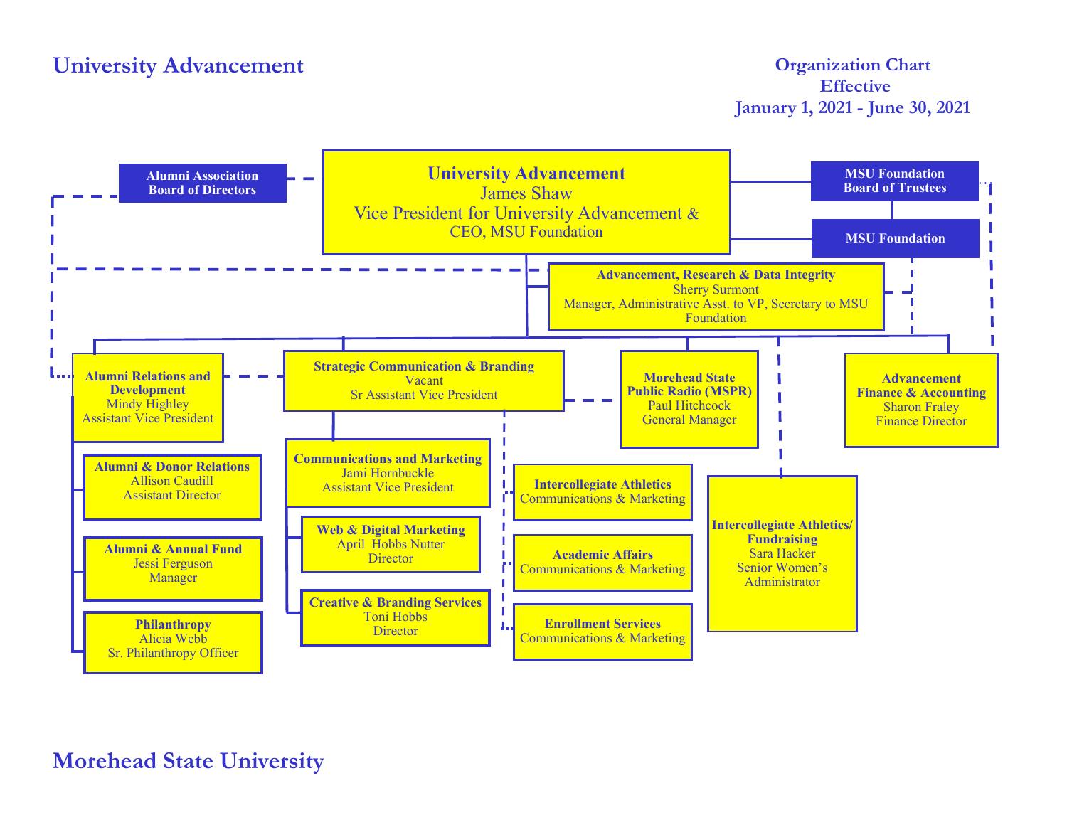# University Advancement

**Organization Chart**
**Effective**
**January 1, 2021 - June 30, 2021**

**Alumni Association Board of Directors**

**University Advancement**
James Shaw
Vice President for University Advancement &
CEO, MSU Foundation

**MSU Foundation Board of Trustees**

**MSU Foundation**

**Advancement, Research & Data Integrity**
Sherry Surmont
Manager, Administrative Asst. to VP, Secretary to MSU Foundation

**Alumni Relations and Development**
Mindy Highley
Assistant Vice President

- **Alumni & Donor Relations**
  Allison Caudill
  Assistant Director
- **Alumni & Annual Fund**
  Jessi Ferguson
  Manager
- **Philanthropy**
  Alicia Webb
  Sr. Philanthropy Officer

**Strategic Communication & Branding**
Vacant
Sr Assistant Vice President

- **Communications and Marketing**
  Jami Hornbuckle
  Assistant Vice President
  - **Web & Digital Marketing**
    April Hobbs Nutter
    Director
  - **Creative & Branding Services**
    Toni Hobbs
    Director
- **Intercollegiate Athletics**
  Communications & Marketing
- **Academic Affairs**
  Communications & Marketing
- **Enrollment Services**
  Communications & Marketing

**Morehead State Public Radio (MSPR)**
Paul Hitchcock
General Manager

**Intercollegiate Athletics/ Fundraising**
Sara Hacker
Senior Women's Administrator

**Advancement Finance & Accounting**
Sharon Fraley
Finance Director

# Morehead State University